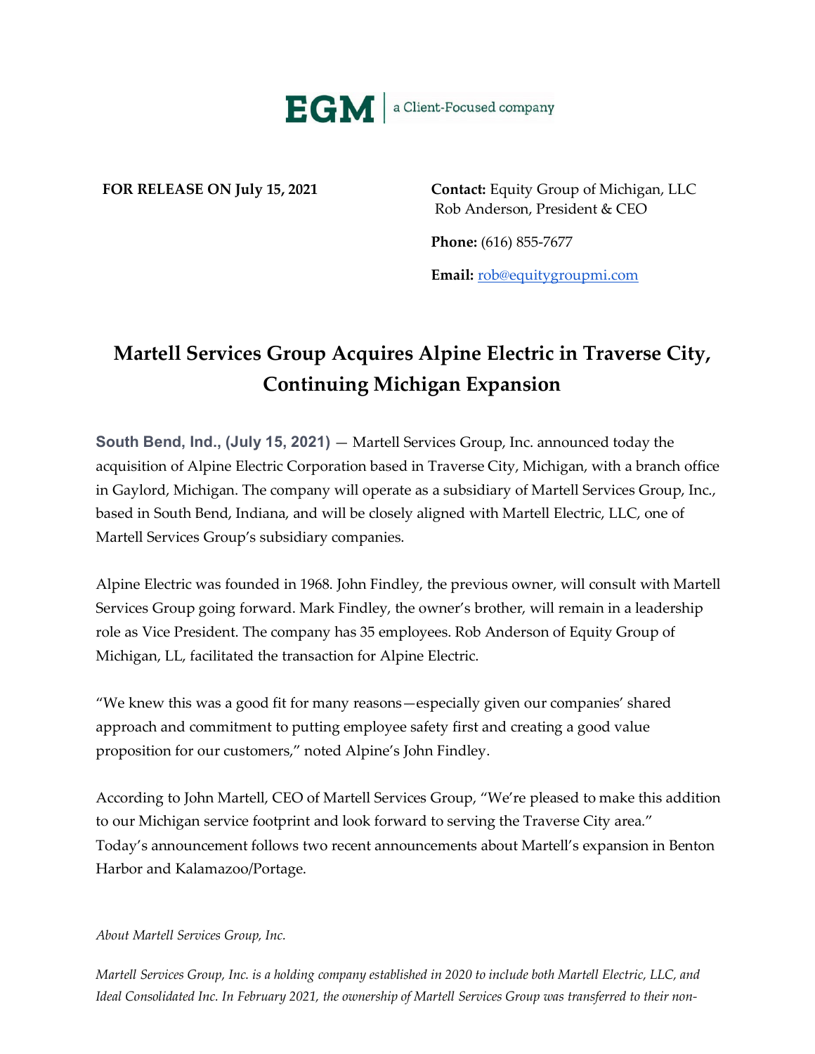EGM | a Client-Focused company

**FOR RELEASE ON July 15, 2021**

**Contact:** Equity Group of Michigan, LLC
Rob Anderson, President & CEO

**Phone:** (616) 855-7677

**Email:** rob@equitygroupmi.com

# Martell Services Group Acquires Alpine Electric in Traverse City, Continuing Michigan Expansion

**South Bend, Ind., (July 15, 2021)** — Martell Services Group, Inc. announced today the acquisition of Alpine Electric Corporation based in Traverse City, Michigan, with a branch office in Gaylord, Michigan. The company will operate as a subsidiary of Martell Services Group, Inc., based in South Bend, Indiana, and will be closely aligned with Martell Electric, LLC, one of Martell Services Group's subsidiary companies.

Alpine Electric was founded in 1968. John Findley, the previous owner, will consult with Martell Services Group going forward. Mark Findley, the owner's brother, will remain in a leadership role as Vice President. The company has 35 employees. Rob Anderson of Equity Group of Michigan, LL, facilitated the transaction for Alpine Electric.

"We knew this was a good fit for many reasons—especially given our companies' shared approach and commitment to putting employee safety first and creating a good value proposition for our customers," noted Alpine's John Findley.

According to John Martell, CEO of Martell Services Group, "We're pleased to make this addition to our Michigan service footprint and look forward to serving the Traverse City area." Today's announcement follows two recent announcements about Martell's expansion in Benton Harbor and Kalamazoo/Portage.

*About Martell Services Group, Inc.*

*Martell Services Group, Inc. is a holding company established in 2020 to include both Martell Electric, LLC, and Ideal Consolidated Inc. In February 2021, the ownership of Martell Services Group was transferred to their non-*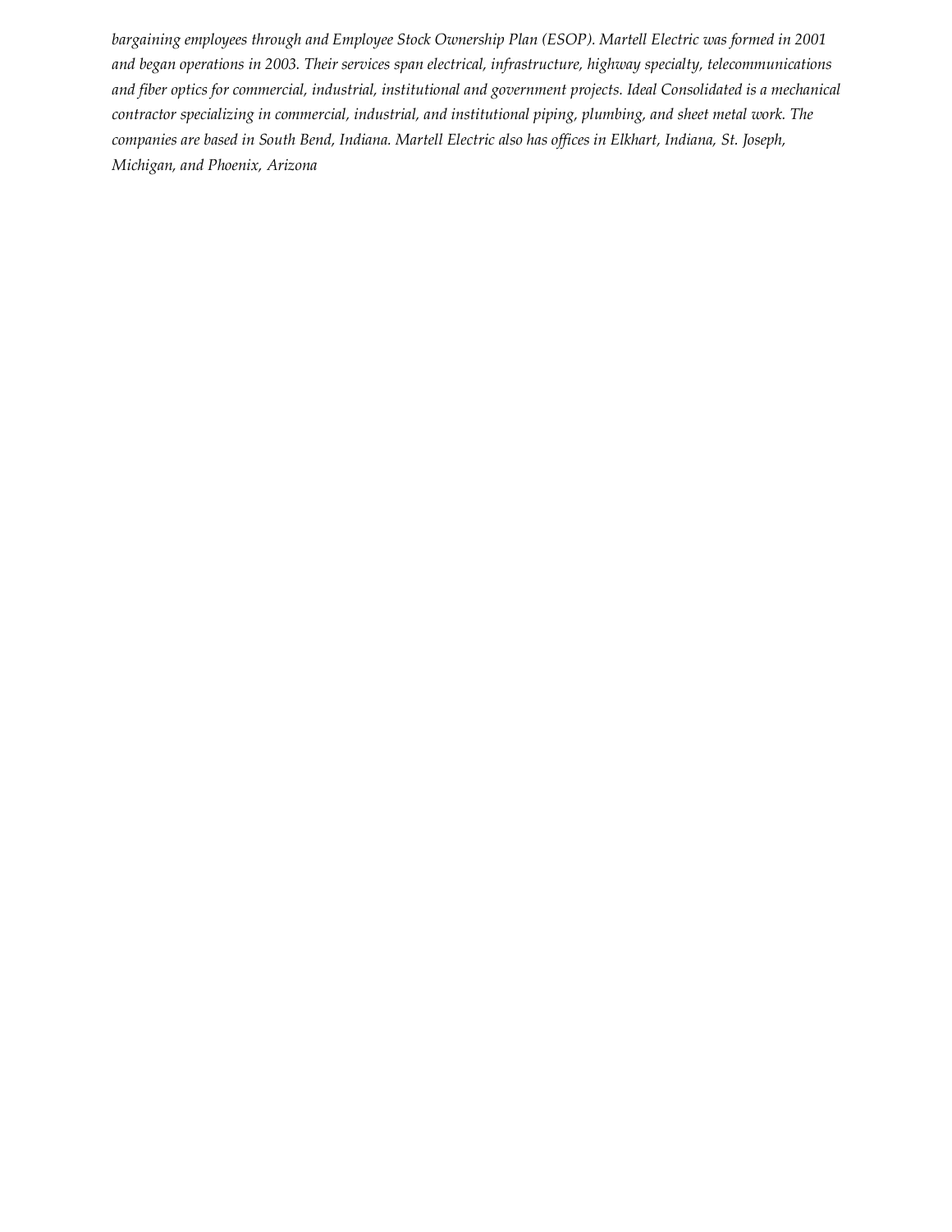*bargaining employees through and Employee Stock Ownership Plan (ESOP). Martell Electric was formed in 2001 and began operations in 2003. Their services span electrical, infrastructure, highway specialty, telecommunications and fiber optics for commercial, industrial, institutional and government projects. Ideal Consolidated is a mechanical contractor specializing in commercial, industrial, and institutional piping, plumbing, and sheet metal work. The companies are based in South Bend, Indiana. Martell Electric also has offices in Elkhart, Indiana, St. Joseph, Michigan, and Phoenix, Arizona*